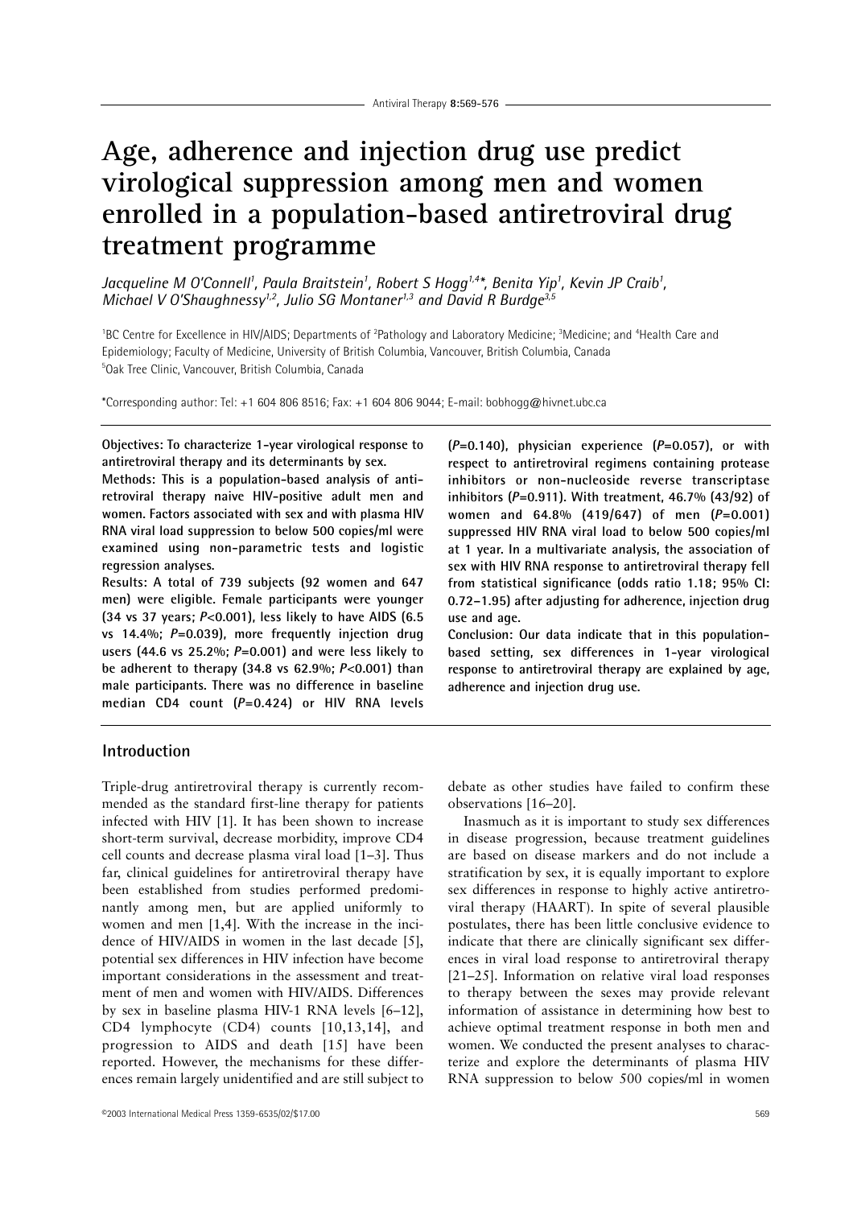# Age, adherence and injection drug use predict virological suppression among men and women enrolled in a population-based antiretroviral drug treatment programme

*Jacqueline M O'Connell[1], Paula Braitstein[1], Robert S Hogg[1,4]\*, Benita Yip[1], Kevin JP Craib[1], Michael V O'Shaughnessy[1,2], Julio SG Montaner[1,3] and David R Burdge[3,5]*

[1]BC Centre for Excellence in HIV/AIDS; Departments of [2]Pathology and Laboratory Medicine; [3]Medicine; and [4]Health Care and Epidemiology; Faculty of Medicine, University of British Columbia, Vancouver, British Columbia, Canada
[5]Oak Tree Clinic, Vancouver, British Columbia, Canada

\*Corresponding author: Tel: +1 604 806 8516; Fax: +1 604 806 9044; E-mail: bobhogg@hivnet.ubc.ca

**Objectives: To characterize 1-year virological response to antiretroviral therapy and its determinants by sex.**

**Methods: This is a population-based analysis of antiretroviral therapy naive HIV-positive adult men and women. Factors associated with sex and with plasma HIV RNA viral load suppression to below 500 copies/ml were examined using non-parametric tests and logistic regression analyses.**

**Results: A total of 739 subjects (92 women and 647 men) were eligible. Female participants were younger (34 vs 37 years; *P*<0.001), less likely to have AIDS (6.5 vs 14.4%; *P*=0.039), more frequently injection drug users (44.6 vs 25.2%; *P*=0.001) and were less likely to be adherent to therapy (34.8 vs 62.9%; *P*<0.001) than male participants. There was no difference in baseline median CD4 count (*P*=0.424) or HIV RNA levels (*P*=0.140), physician experience (*P*=0.057), or with respect to antiretroviral regimens containing protease inhibitors or non-nucleoside reverse transcriptase inhibitors (*P*=0.911). With treatment, 46.7% (43/92) of women and 64.8% (419/647) of men (*P*=0.001) suppressed HIV RNA viral load to below 500 copies/ml at 1 year. In a multivariate analysis, the association of sex with HIV RNA response to antiretroviral therapy fell from statistical significance (odds ratio 1.18; 95% CI: 0.72–1.95) after adjusting for adherence, injection drug use and age.**

**Conclusion: Our data indicate that in this population-based setting, sex differences in 1-year virological response to antiretroviral therapy are explained by age, adherence and injection drug use.**

## Introduction

Triple-drug antiretroviral therapy is currently recommended as the standard first-line therapy for patients infected with HIV [1]. It has been shown to increase short-term survival, decrease morbidity, improve CD4 cell counts and decrease plasma viral load [1–3]. Thus far, clinical guidelines for antiretroviral therapy have been established from studies performed predominantly among men, but are applied uniformly to women and men [1,4]. With the increase in the incidence of HIV/AIDS in women in the last decade [5], potential sex differences in HIV infection have become important considerations in the assessment and treatment of men and women with HIV/AIDS. Differences by sex in baseline plasma HIV-1 RNA levels [6–12], CD4 lymphocyte (CD4) counts [10,13,14], and progression to AIDS and death [15] have been reported. However, the mechanisms for these differences remain largely unidentified and are still subject to debate as other studies have failed to confirm these observations [16–20].

Inasmuch as it is important to study sex differences in disease progression, because treatment guidelines are based on disease markers and do not include a stratification by sex, it is equally important to explore sex differences in response to highly active antiretroviral therapy (HAART). In spite of several plausible postulates, there has been little conclusive evidence to indicate that there are clinically significant sex differences in viral load response to antiretroviral therapy [21–25]. Information on relative viral load responses to therapy between the sexes may provide relevant information of assistance in determining how best to achieve optimal treatment response in both men and women. We conducted the present analyses to characterize and explore the determinants of plasma HIV RNA suppression to below 500 copies/ml in women

©2003 International Medical Press 1359-6535/02/$17.00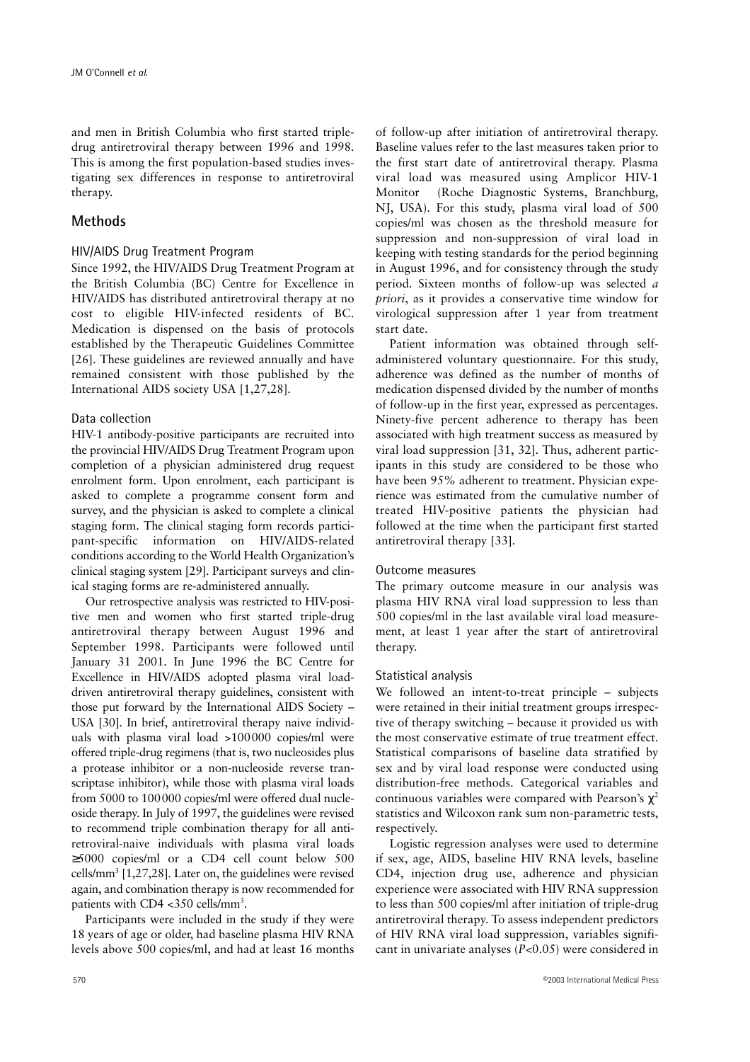and men in British Columbia who first started triple-drug antiretroviral therapy between 1996 and 1998. This is among the first population-based studies investigating sex differences in response to antiretroviral therapy.

## Methods

### HIV/AIDS Drug Treatment Program

Since 1992, the HIV/AIDS Drug Treatment Program at the British Columbia (BC) Centre for Excellence in HIV/AIDS has distributed antiretroviral therapy at no cost to eligible HIV-infected residents of BC. Medication is dispensed on the basis of protocols established by the Therapeutic Guidelines Committee [26]. These guidelines are reviewed annually and have remained consistent with those published by the International AIDS society USA [1,27,28].

### Data collection

HIV-1 antibody-positive participants are recruited into the provincial HIV/AIDS Drug Treatment Program upon completion of a physician administered drug request enrolment form. Upon enrolment, each participant is asked to complete a programme consent form and survey, and the physician is asked to complete a clinical staging form. The clinical staging form records participant-specific information on HIV/AIDS-related conditions according to the World Health Organization's clinical staging system [29]. Participant surveys and clinical staging forms are re-administered annually.

Our retrospective analysis was restricted to HIV-positive men and women who first started triple-drug antiretroviral therapy between August 1996 and September 1998. Participants were followed until January 31 2001. In June 1996 the BC Centre for Excellence in HIV/AIDS adopted plasma viral load-driven antiretroviral therapy guidelines, consistent with those put forward by the International AIDS Society – USA [30]. In brief, antiretroviral therapy naive individuals with plasma viral load >100000 copies/ml were offered triple-drug regimens (that is, two nucleosides plus a protease inhibitor or a non-nucleoside reverse transcriptase inhibitor), while those with plasma viral loads from 5000 to 100000 copies/ml were offered dual nucleoside therapy. In July of 1997, the guidelines were revised to recommend triple combination therapy for all antiretroviral-naive individuals with plasma viral loads ≥5000 copies/ml or a CD4 cell count below 500 cells/mm$^3$ [1,27,28]. Later on, the guidelines were revised again, and combination therapy is now recommended for patients with CD4 <350 cells/mm$^3$.

Participants were included in the study if they were 18 years of age or older, had baseline plasma HIV RNA levels above 500 copies/ml, and had at least 16 months of follow-up after initiation of antiretroviral therapy. Baseline values refer to the last measures taken prior to the first start date of antiretroviral therapy. Plasma viral load was measured using Amplicor HIV-1 Monitor (Roche Diagnostic Systems, Branchburg, NJ, USA). For this study, plasma viral load of 500 copies/ml was chosen as the threshold measure for suppression and non-suppression of viral load in keeping with testing standards for the period beginning in August 1996, and for consistency through the study period. Sixteen months of follow-up was selected *a priori*, as it provides a conservative time window for virological suppression after 1 year from treatment start date.

Patient information was obtained through self-administered voluntary questionnaire. For this study, adherence was defined as the number of months of medication dispensed divided by the number of months of follow-up in the first year, expressed as percentages. Ninety-five percent adherence to therapy has been associated with high treatment success as measured by viral load suppression [31, 32]. Thus, adherent participants in this study are considered to be those who have been 95% adherent to treatment. Physician experience was estimated from the cumulative number of treated HIV-positive patients the physician had followed at the time when the participant first started antiretroviral therapy [33].

### Outcome measures

The primary outcome measure in our analysis was plasma HIV RNA viral load suppression to less than 500 copies/ml in the last available viral load measurement, at least 1 year after the start of antiretroviral therapy.

### Statistical analysis

We followed an intent-to-treat principle – subjects were retained in their initial treatment groups irrespective of therapy switching – because it provided us with the most conservative estimate of true treatment effect. Statistical comparisons of baseline data stratified by sex and by viral load response were conducted using distribution-free methods. Categorical variables and continuous variables were compared with Pearson's $\chi^2$ statistics and Wilcoxon rank sum non-parametric tests, respectively.

Logistic regression analyses were used to determine if sex, age, AIDS, baseline HIV RNA levels, baseline CD4, injection drug use, adherence and physician experience were associated with HIV RNA suppression to less than 500 copies/ml after initiation of triple-drug antiretroviral therapy. To assess independent predictors of HIV RNA viral load suppression, variables significant in univariate analyses ($P$<0.05) were considered in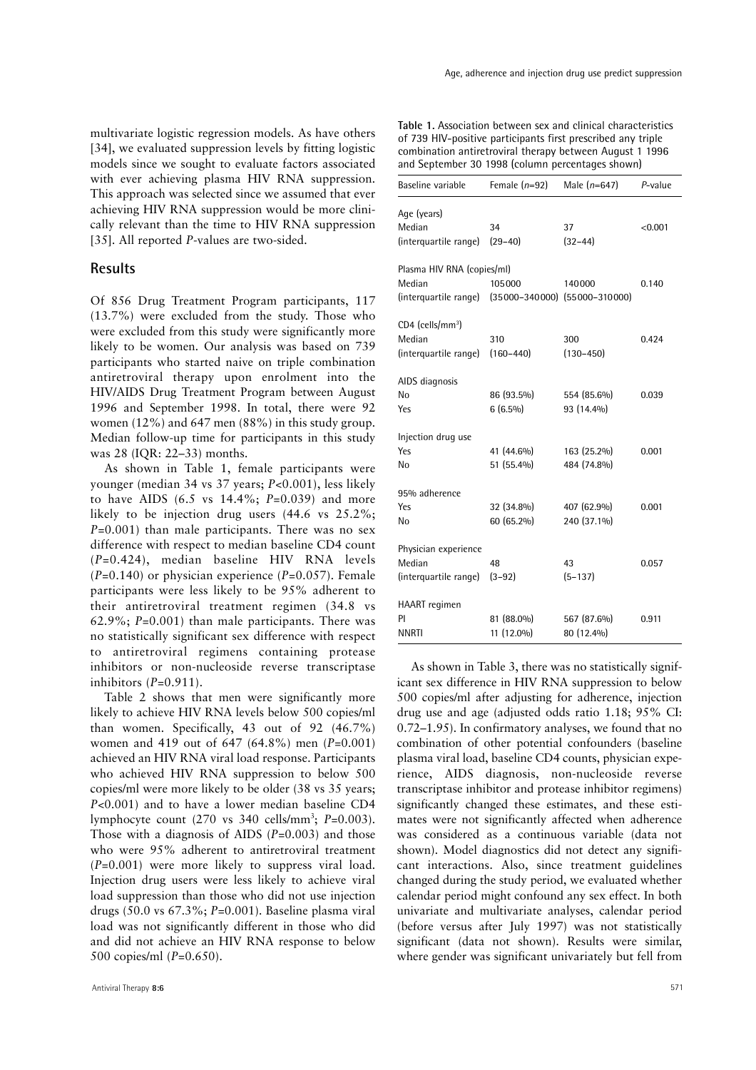multivariate logistic regression models. As have others [34], we evaluated suppression levels by fitting logistic models since we sought to evaluate factors associated with ever achieving plasma HIV RNA suppression. This approach was selected since we assumed that ever achieving HIV RNA suppression would be more clinically relevant than the time to HIV RNA suppression [35]. All reported *P*-values are two-sided.

## Results

Of 856 Drug Treatment Program participants, 117 (13.7%) were excluded from the study. Those who were excluded from this study were significantly more likely to be women. Our analysis was based on 739 participants who started naive on triple combination antiretroviral therapy upon enrolment into the HIV/AIDS Drug Treatment Program between August 1996 and September 1998. In total, there were 92 women (12%) and 647 men (88%) in this study group. Median follow-up time for participants in this study was 28 (IQR: 22–33) months.

As shown in Table 1, female participants were younger (median 34 vs 37 years; $P<0.001$), less likely to have AIDS (6.5 vs 14.4%; $P=0.039$) and more likely to be injection drug users (44.6 vs 25.2%; $P=0.001$) than male participants. There was no sex difference with respect to median baseline CD4 count ($P=0.424$), median baseline HIV RNA levels ($P=0.140$) or physician experience ($P=0.057$). Female participants were less likely to be 95% adherent to their antiretroviral treatment regimen (34.8 vs 62.9%; $P=0.001$) than male participants. There was no statistically significant sex difference with respect to antiretroviral regimens containing protease inhibitors or non-nucleoside reverse transcriptase inhibitors ($P=0.911$).

Table 2 shows that men were significantly more likely to achieve HIV RNA levels below 500 copies/ml than women. Specifically, 43 out of 92 (46.7%) women and 419 out of 647 (64.8%) men ($P=0.001$) achieved an HIV RNA viral load response. Participants who achieved HIV RNA suppression to below 500 copies/ml were more likely to be older (38 vs 35 years; $P<0.001$) and to have a lower median baseline CD4 lymphocyte count (270 vs 340 cells/mm$^3$; $P=0.003$). Those with a diagnosis of AIDS ($P=0.003$) and those who were 95% adherent to antiretroviral treatment ($P=0.001$) were more likely to suppress viral load. Injection drug users were less likely to achieve viral load suppression than those who did not use injection drugs (50.0 vs 67.3%; $P=0.001$). Baseline plasma viral load was not significantly different in those who did and did not achieve an HIV RNA response to below 500 copies/ml ($P=0.650$).

**Table 1.** Association between sex and clinical characteristics of 739 HIV-positive participants first prescribed any triple combination antiretroviral therapy between August 1 1996 and September 30 1998 (column percentages shown)

| Baseline variable | Female ($n$=92) | Male ($n$=647) | $P$-value |
|---|---|---|---|
| Age (years) | | | |
| Median | 34 | 37 | <0.001 |
| (interquartile range) | (29–40) | (32–44) | |
| Plasma HIV RNA (copies/ml) | | | |
| Median | 105000 | 140000 | 0.140 |
| (interquartile range) | (35000–340000) | (55000–310000) | |
| CD4 (cells/mm$^3$) | | | |
| Median | 310 | 300 | 0.424 |
| (interquartile range) | (160–440) | (130–450) | |
| AIDS diagnosis | | | |
| No | 86 (93.5%) | 554 (85.6%) | 0.039 |
| Yes | 6 (6.5%) | 93 (14.4%) | |
| Injection drug use | | | |
| Yes | 41 (44.6%) | 163 (25.2%) | 0.001 |
| No | 51 (55.4%) | 484 (74.8%) | |
| 95% adherence | | | |
| Yes | 32 (34.8%) | 407 (62.9%) | 0.001 |
| No | 60 (65.2%) | 240 (37.1%) | |
| Physician experience | | | |
| Median | 48 | 43 | 0.057 |
| (interquartile range) | (3–92) | (5–137) | |
| HAART regimen | | | |
| PI | 81 (88.0%) | 567 (87.6%) | 0.911 |
| NNRTI | 11 (12.0%) | 80 (12.4%) | |

As shown in Table 3, there was no statistically significant sex difference in HIV RNA suppression to below 500 copies/ml after adjusting for adherence, injection drug use and age (adjusted odds ratio 1.18; 95% CI: 0.72–1.95). In confirmatory analyses, we found that no combination of other potential confounders (baseline plasma viral load, baseline CD4 counts, physician experience, AIDS diagnosis, non-nucleoside reverse transcriptase inhibitor and protease inhibitor regimens) significantly changed these estimates, and these estimates were not significantly affected when adherence was considered as a continuous variable (data not shown). Model diagnostics did not detect any significant interactions. Also, since treatment guidelines changed during the study period, we evaluated whether calendar period might confound any sex effect. In both univariate and multivariate analyses, calendar period (before versus after July 1997) was not statistically significant (data not shown). Results were similar, where gender was significant univariately but fell from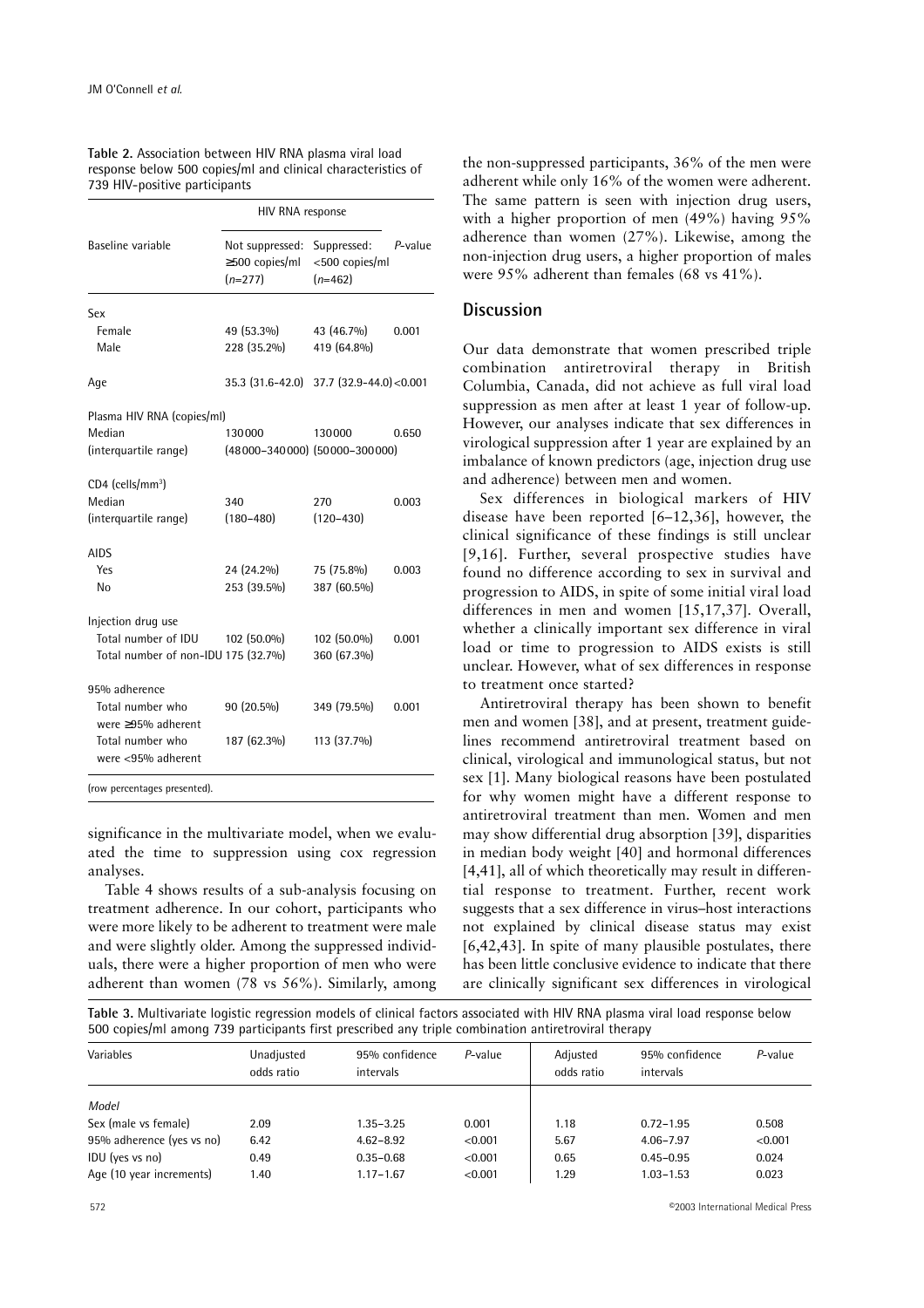**Table 2.** Association between HIV RNA plasma viral load response below 500 copies/ml and clinical characteristics of 739 HIV-positive participants

| Baseline variable | HIV RNA response | | *P*-value |
|---|---|---|---|
| | Not suppressed: ≥500 copies/ml (*n*=277) | Suppressed: <500 copies/ml (*n*=462) | |
| Sex | | | |
| Female | 49 (53.3%) | 43 (46.7%) | 0.001 |
| Male | 228 (35.2%) | 419 (64.8%) | |
| Age | 35.3 (31.6–42.0) | 37.7 (32.9–44.0) | <0.001 |
| Plasma HIV RNA (copies/ml) | | | |
| Median | 130 000 | 130 000 | 0.650 |
| (interquartile range) | (48 000–340 000) | (50 000–300 000) | |
| CD4 (cells/mm$^3$) | | | |
| Median | 340 | 270 | 0.003 |
| (interquartile range) | (180–480) | (120–430) | |
| AIDS | | | |
| Yes | 24 (24.2%) | 75 (75.8%) | 0.003 |
| No | 253 (39.5%) | 387 (60.5%) | |
| Injection drug use | | | |
| Total number of IDU | 102 (50.0%) | 102 (50.0%) | 0.001 |
| Total number of non-IDU | 175 (32.7%) | 360 (67.3%) | |
| 95% adherence | | | |
| Total number who were ≥95% adherent | 90 (20.5%) | 349 (79.5%) | 0.001 |
| Total number who were <95% adherent | 187 (62.3%) | 113 (37.7%) | |

(row percentages presented).

significance in the multivariate model, when we evaluated the time to suppression using cox regression analyses.

Table 4 shows results of a sub-analysis focusing on treatment adherence. In our cohort, participants who were more likely to be adherent to treatment were male and were slightly older. Among the suppressed individuals, there were a higher proportion of men who were adherent than women (78 vs 56%). Similarly, among the non-suppressed participants, 36% of the men were adherent while only 16% of the women were adherent. The same pattern is seen with injection drug users, with a higher proportion of men (49%) having 95% adherence than women (27%). Likewise, among the non-injection drug users, a higher proportion of males were 95% adherent than females (68 vs 41%).

## Discussion

Our data demonstrate that women prescribed triple combination antiretroviral therapy in British Columbia, Canada, did not achieve as full viral load suppression as men after at least 1 year of follow-up. However, our analyses indicate that sex differences in virological suppression after 1 year are explained by an imbalance of known predictors (age, injection drug use and adherence) between men and women.

Sex differences in biological markers of HIV disease have been reported [6–12,36], however, the clinical significance of these findings is still unclear [9,16]. Further, several prospective studies have found no difference according to sex in survival and progression to AIDS, in spite of some initial viral load differences in men and women [15,17,37]. Overall, whether a clinically important sex difference in viral load or time to progression to AIDS exists is still unclear. However, what of sex differences in response to treatment once started?

Antiretroviral therapy has been shown to benefit men and women [38], and at present, treatment guidelines recommend antiretroviral treatment based on clinical, virological and immunological status, but not sex [1]. Many biological reasons have been postulated for why women might have a different response to antiretroviral treatment than men. Women and men may show differential drug absorption [39], disparities in median body weight [40] and hormonal differences [4,41], all of which theoretically may result in differential response to treatment. Further, recent work suggests that a sex difference in virus–host interactions not explained by clinical disease status may exist [6,42,43]. In spite of many plausible postulates, there has been little conclusive evidence to indicate that there are clinically significant sex differences in virological

**Table 3.** Multivariate logistic regression models of clinical factors associated with HIV RNA plasma viral load response below 500 copies/ml among 739 participants first prescribed any triple combination antiretroviral therapy

| Variables | Unadjusted odds ratio | 95% confidence intervals | *P*-value | Adjusted odds ratio | 95% confidence intervals | *P*-value |
|---|---|---|---|---|---|---|
| *Model* | | | | | | |
| Sex (male vs female) | 2.09 | 1.35–3.25 | 0.001 | 1.18 | 0.72–1.95 | 0.508 |
| 95% adherence (yes vs no) | 6.42 | 4.62–8.92 | <0.001 | 5.67 | 4.06–7.97 | <0.001 |
| IDU (yes vs no) | 0.49 | 0.35–0.68 | <0.001 | 0.65 | 0.45–0.95 | 0.024 |
| Age (10 year increments) | 1.40 | 1.17–1.67 | <0.001 | 1.29 | 1.03–1.53 | 0.023 |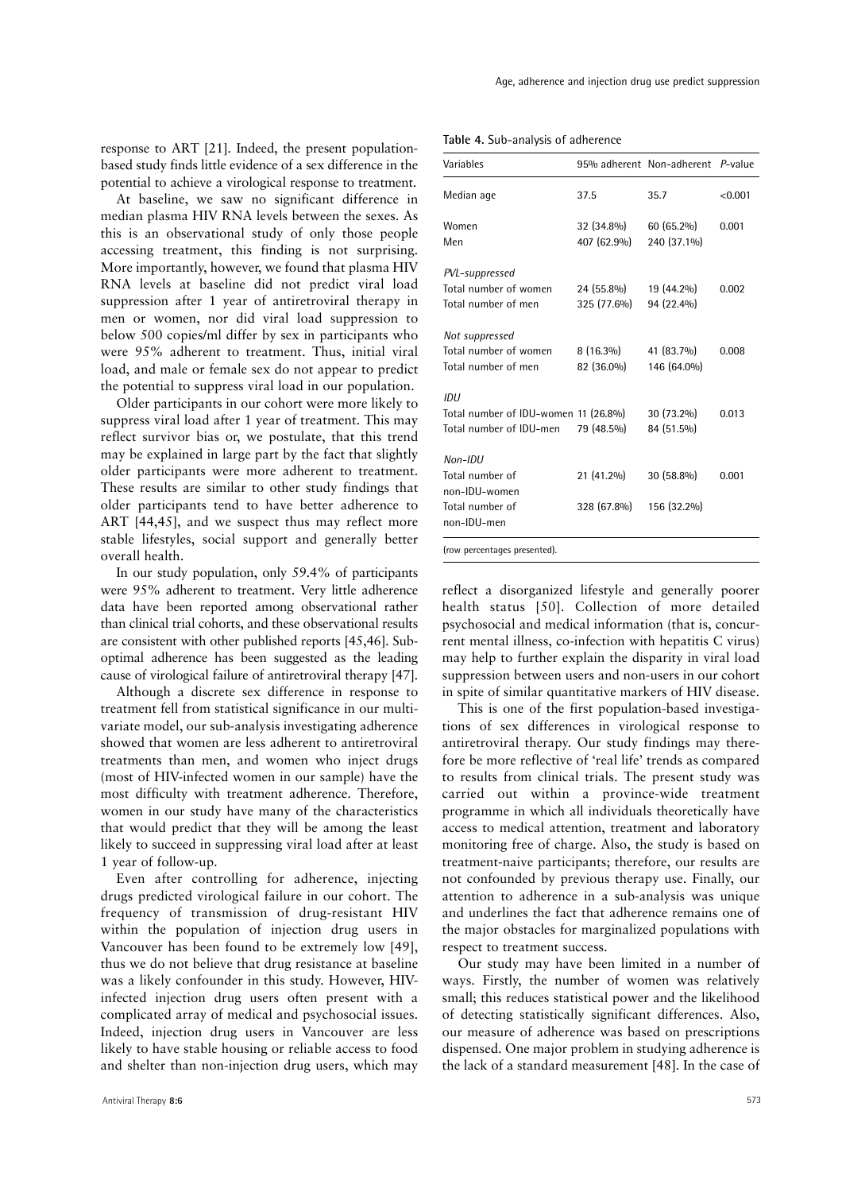response to ART [21]. Indeed, the present population-based study finds little evidence of a sex difference in the potential to achieve a virological response to treatment.

At baseline, we saw no significant difference in median plasma HIV RNA levels between the sexes. As this is an observational study of only those people accessing treatment, this finding is not surprising. More importantly, however, we found that plasma HIV RNA levels at baseline did not predict viral load suppression after 1 year of antiretroviral therapy in men or women, nor did viral load suppression to below 500 copies/ml differ by sex in participants who were 95% adherent to treatment. Thus, initial viral load, and male or female sex do not appear to predict the potential to suppress viral load in our population.

Older participants in our cohort were more likely to suppress viral load after 1 year of treatment. This may reflect survivor bias or, we postulate, that this trend may be explained in large part by the fact that slightly older participants were more adherent to treatment. These results are similar to other study findings that older participants tend to have better adherence to ART [44,45], and we suspect thus may reflect more stable lifestyles, social support and generally better overall health.

In our study population, only 59.4% of participants were 95% adherent to treatment. Very little adherence data have been reported among observational rather than clinical trial cohorts, and these observational results are consistent with other published reports [45,46]. Suboptimal adherence has been suggested as the leading cause of virological failure of antiretroviral therapy [47].

Although a discrete sex difference in response to treatment fell from statistical significance in our multivariate model, our sub-analysis investigating adherence showed that women are less adherent to antiretroviral treatments than men, and women who inject drugs (most of HIV-infected women in our sample) have the most difficulty with treatment adherence. Therefore, women in our study have many of the characteristics that would predict that they will be among the least likely to succeed in suppressing viral load after at least 1 year of follow-up.

Even after controlling for adherence, injecting drugs predicted virological failure in our cohort. The frequency of transmission of drug-resistant HIV within the population of injection drug users in Vancouver has been found to be extremely low [49], thus we do not believe that drug resistance at baseline was a likely confounder in this study. However, HIV-infected injection drug users often present with a complicated array of medical and psychosocial issues. Indeed, injection drug users in Vancouver are less likely to have stable housing or reliable access to food and shelter than non-injection drug users, which may reflect a disorganized lifestyle and generally poorer health status [50]. Collection of more detailed psychosocial and medical information (that is, concurrent mental illness, co-infection with hepatitis C virus) may help to further explain the disparity in viral load suppression between users and non-users in our cohort in spite of similar quantitative markers of HIV disease.

**Table 4.** Sub-analysis of adherence

| Variables | 95% adherent | Non-adherent | *P*-value |
|---|---|---|---|
| Median age | 37.5 | 35.7 | <0.001 |
| Women | 32 (34.8%) | 60 (65.2%) | 0.001 |
| Men | 407 (62.9%) | 240 (37.1%) | |
| *PVL-suppressed* | | | |
| Total number of women | 24 (55.8%) | 19 (44.2%) | 0.002 |
| Total number of men | 325 (77.6%) | 94 (22.4%) | |
| *Not suppressed* | | | |
| Total number of women | 8 (16.3%) | 41 (83.7%) | 0.008 |
| Total number of men | 82 (36.0%) | 146 (64.0%) | |
| *IDU* | | | |
| Total number of IDU–women | 11 (26.8%) | 30 (73.2%) | 0.013 |
| Total number of IDU–men | 79 (48.5%) | 84 (51.5%) | |
| *Non-IDU* | | | |
| Total number of non-IDU–women | 21 (41.2%) | 30 (58.8%) | 0.001 |
| Total number of non-IDU–men | 328 (67.8%) | 156 (32.2%) | |

(row percentages presented).

This is one of the first population-based investigations of sex differences in virological response to antiretroviral therapy. Our study findings may therefore be more reflective of 'real life' trends as compared to results from clinical trials. The present study was carried out within a province-wide treatment programme in which all individuals theoretically have access to medical attention, treatment and laboratory monitoring free of charge. Also, the study is based on treatment-naive participants; therefore, our results are not confounded by previous therapy use. Finally, our attention to adherence in a sub-analysis was unique and underlines the fact that adherence remains one of the major obstacles for marginalized populations with respect to treatment success.

Our study may have been limited in a number of ways. Firstly, the number of women was relatively small; this reduces statistical power and the likelihood of detecting statistically significant differences. Also, our measure of adherence was based on prescriptions dispensed. One major problem in studying adherence is the lack of a standard measurement [48]. In the case of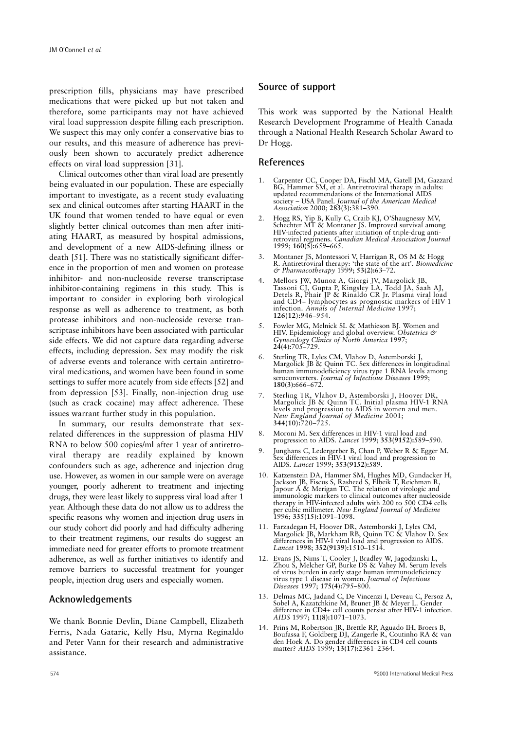prescription fills, physicians may have prescribed medications that were picked up but not taken and therefore, some participants may not have achieved viral load suppression despite filling each prescription. We suspect this may only confer a conservative bias to our results, and this measure of adherence has previously been shown to accurately predict adherence effects on viral load suppression [31].

Clinical outcomes other than viral load are presently being evaluated in our population. These are especially important to investigate, as a recent study evaluating sex and clinical outcomes after starting HAART in the UK found that women tended to have equal or even slightly better clinical outcomes than men after initiating HAART, as measured by hospital admissions, and development of a new AIDS-defining illness or death [51]. There was no statistically significant difference in the proportion of men and women on protease inhibitor- and non-nucleoside reverse transcriptase inhibitor-containing regimens in this study. This is important to consider in exploring both virological response as well as adherence to treatment, as both protease inhibitors and non-nucleoside reverse transcriptase inhibitors have been associated with particular side effects. We did not capture data regarding adverse effects, including depression. Sex may modify the risk of adverse events and tolerance with certain antiretroviral medications, and women have been found in some settings to suffer more acutely from side effects [52] and from depression [53]. Finally, non-injection drug use (such as crack cocaine) may affect adherence. These issues warrant further study in this population.

In summary, our results demonstrate that sex-related differences in the suppression of plasma HIV RNA to below 500 copies/ml after 1 year of antiretroviral therapy are readily explained by known confounders such as age, adherence and injection drug use. However, as women in our sample were on average younger, poorly adherent to treatment and injecting drugs, they were least likely to suppress viral load after 1 year. Although these data do not allow us to address the specific reasons why women and injection drug users in our study cohort did poorly and had difficulty adhering to their treatment regimens, our results do suggest an immediate need for greater efforts to promote treatment adherence, as well as further initiatives to identify and remove barriers to successful treatment for younger people, injection drug users and especially women.

## Acknowledgements

We thank Bonnie Devlin, Diane Campbell, Elizabeth Ferris, Nada Gataric, Kelly Hsu, Myrna Reginaldo and Peter Vann for their research and administrative assistance.

## Source of support

This work was supported by the National Health Research Development Programme of Health Canada through a National Health Research Scholar Award to Dr Hogg.

## References

1. Carpenter CC, Cooper DA, Fischl MA, Gatell JM, Gazzard BG, Hammer SM, et al. Antiretroviral therapy in adults: updated recommendations of the International AIDS society – USA Panel. *Journal of the American Medical Association* 2000; **283(3)**:381–390.
2. Hogg RS, Yip B, Kully C, Craib KJ, O'Shaugnessy MV, Schechter MT & Montaner JS. Improved survival among HIV-infected patients after initiation of triple-drug antiretroviral regimens. *Canadian Medical Association Journal* 1999; **160(5)**:659–665.
3. Montaner JS, Montessori V, Harrigan R, OS M & Hogg R. Antiretroviral therapy: 'the state of the art'. *Biomedicine & Pharmacotherapy* 1999; **53(2)**:63–72.
4. Mellors JW, Munoz A, Giorgi JV, Margolick JB, Tassoni CJ, Gupta P, Kingsley LA, Todd JA, Saah AJ, Detels R, Phair JP & Rinaldo CR Jr. Plasma viral load and CD4+ lymphocytes as prognostic markers of HIV-1 infection. *Annals of Internal Medicine* 1997; **126(12)**:946–954.
5. Fowler MG, Melnick SL & Mathieson BJ. Women and HIV. Epidemiology and global overview. *Obstetrics & Gynecology Clinics of North America* 1997; **24(4)**:705–729.
6. Sterling TR, Lyles CM, Vlahov D, Astemborski J, Margolick JB & Quinn TC. Sex differences in longitudinal human immunodeficiency virus type 1 RNA levels among seroconverters. *Journal of Infectious Diseases* 1999; **180(3)**:666–672.
7. Sterling TR, Vlahov D, Astemborski J, Hoover DR, Margolick JB & Quinn TC. Initial plasma HIV-1 RNA levels and progression to AIDS in women and men. *New England Journal of Medicine* 2001; **344(10)**:720–725.
8. Moroni M. Sex differences in HIV-1 viral load and progression to AIDS. *Lancet* 1999; **353(9152)**:589–590.
9. Junghans C, Ledergerber B, Chan P, Weber R & Egger M. Sex differences in HIV-1 viral load and progression to AIDS. *Lancet* 1999; **353(9152)**:589.
10. Katzenstein DA, Hammer SM, Hughes MD, Gundacker H, Jackson JB, Fiscus S, Rasheed S, Elbeik T, Reichman R, Japour A & Merigan TC. The relation of virologic and immunologic markers to clinical outcomes after nucleoside therapy in HIV-infected adults with 200 to 500 CD4 cells per cubic millimeter. *New England Journal of Medicine* 1996; **335(15)**:1091–1098.
11. Farzadegan H, Hoover DR, Astemborski J, Lyles CM, Margolick JB, Markham RB, Quinn TC & Vlahov D. Sex differences in HIV-1 viral load and progression to AIDS. *Lancet* 1998; **352(9139)**:1510–1514.
12. Evans JS, Nims T, Cooley J, Bradley W, Jagodzinski L, Zhou S, Melcher GP, Burke DS & Vahey M. Serum levels of virus burden in early stage human immunodeficiency virus type 1 disease in women. *Journal of Infectious Diseases* 1997; **175(4)**:795–800.
13. Delmas MC, Jadand C, De Vincenzi I, Deveau C, Persoz A, Sobel A, Kazatchkine M, Brunet JB & Meyer L. Gender difference in CD4+ cell counts persist after HIV-1 infection. *AIDS* 1997; **11(8)**:1071–1073.
14. Prins M, Robertson JR, Brettle RP, Aguado IH, Broers B, Boufassa F, Goldberg DJ, Zangerle R, Coutinho RA & van den Hoek A. Do gender differences in CD4 cell counts matter? *AIDS* 1999; **13(17)**:2361–2364.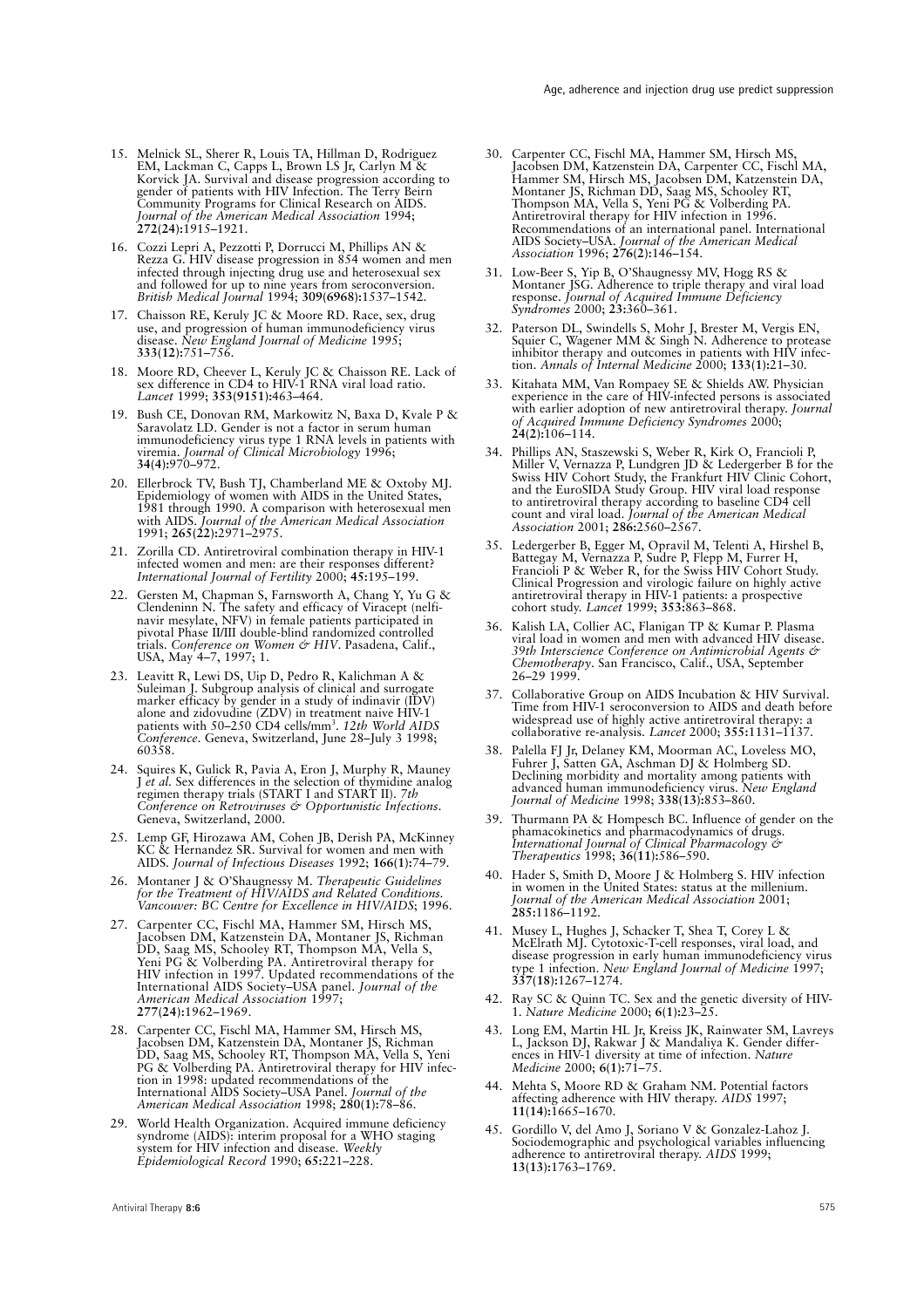15. Melnick SL, Sherer R, Louis TA, Hillman D, Rodriguez EM, Lackman C, Capps L, Brown LS Jr, Carlyn M & Korvick JA. Survival and disease progression according to gender of patients with HIV Infection. The Terry Beirn Community Programs for Clinical Research on AIDS. *Journal of the American Medical Association* 1994; **272(24):**1915–1921.

16. Cozzi Lepri A, Pezzotti P, Dorrucci M, Phillips AN & Rezza G. HIV disease progression in 854 women and men infected through injecting drug use and heterosexual sex and followed for up to nine years from seroconversion. *British Medical Journal* 1994; **309(6968):**1537–1542.

17. Chaisson RE, Keruly JC & Moore RD. Race, sex, drug use, and progression of human immunodeficiency virus disease. *New England Journal of Medicine* 1995; **333(12):**751–756.

18. Moore RD, Cheever L, Keruly JC & Chaisson RE. Lack of sex difference in CD4 to HIV-1 RNA viral load ratio. *Lancet* 1999; **353(9151):**463–464.

19. Bush CE, Donovan RM, Markowitz N, Baxa D, Kvale P & Saravolatz LD. Gender is not a factor in serum human immunodeficiency virus type 1 RNA levels in patients with viremia. *Journal of Clinical Microbiology* 1996; **34(4):**970–972.

20. Ellerbrock TV, Bush TJ, Chamberland ME & Oxtoby MJ. Epidemiology of women with AIDS in the United States, 1981 through 1990. A comparison with heterosexual men with AIDS. *Journal of the American Medical Association* 1991; **265(22):**2971–2975.

21. Zorilla CD. Antiretroviral combination therapy in HIV-1 infected women and men: are their responses different? *International Journal of Fertility* 2000; **45:**195–199.

22. Gersten M, Chapman S, Farnsworth A, Chang Y, Yu G & Clendeninn N. The safety and efficacy of Viracept (nelfinavir mesylate, NFV) in female patients participated in pivotal Phase II/III double-blind randomized controlled trials. *Conference on Women & HIV*. Pasadena, Calif., USA, May 4–7, 1997; 1.

23. Leavitt R, Lewi DS, Uip D, Pedro R, Kalichman A & Suleiman J. Subgroup analysis of clinical and surrogate marker efficacy by gender in a study of indinavir (IDV) alone and zidovudine (ZDV) in treatment naive HIV-1 patients with 50–250 CD4 cells/mm$^3$. *12th World AIDS Conference*. Geneva, Switzerland, June 28–July 3 1998; 60358.

24. Squires K, Gulick R, Pavia A, Eron J, Murphy R, Mauney J *et al*. Sex differences in the selection of thymidine analog regimen therapy trials (START I and START II). *7th Conference on Retroviruses & Opportunistic Infections*. Geneva, Switzerland, 2000.

25. Lemp GF, Hirozawa AM, Cohen JB, Derish PA, McKinney KC & Hernandez SR. Survival for women and men with AIDS. *Journal of Infectious Diseases* 1992; **166(1):**74–79.

26. Montaner J & O'Shaugnessy M. *Therapeutic Guidelines for the Treatment of HIV/AIDS and Related Conditions. Vancouver: BC Centre for Excellence in HIV/AIDS*; 1996.

27. Carpenter CC, Fischl MA, Hammer SM, Hirsch MS, Jacobsen DM, Katzenstein DA, Montaner JS, Richman DD, Saag MS, Schooley RT, Thompson MA, Vella S, Yeni PG & Volberding PA. Antiretroviral therapy for HIV infection in 1997. Updated recommendations of the International AIDS Society–USA panel. *Journal of the American Medical Association* 1997; **277(24):**1962–1969.

28. Carpenter CC, Fischl MA, Hammer SM, Hirsch MS, Jacobsen DM, Katzenstein DA, Montaner JS, Richman DD, Saag MS, Schooley RT, Thompson MA, Vella S, Yeni PG & Volberding PA. Antiretroviral therapy for HIV infection in 1998: updated recommendations of the International AIDS Society–USA Panel. *Journal of the American Medical Association* 1998; **280(1):**78–86.

29. World Health Organization. Acquired immune deficiency syndrome (AIDS): interim proposal for a WHO staging system for HIV infection and disease. *Weekly Epidemiological Record* 1990; **65:**221–228.

30. Carpenter CC, Fischl MA, Hammer SM, Hirsch MS, Jacobsen DM, Katzenstein DA, Carpenter CC, Fischl MA, Hammer SM, Hirsch MS, Jacobsen DM, Katzenstein DA, Montaner JS, Richman DD, Saag MS, Schooley RT, Thompson MA, Vella S, Yeni PG & Volberding PA. Antiretroviral therapy for HIV infection in 1996. Recommendations of an international panel. International AIDS Society–USA. *Journal of the American Medical Association* 1996; **276(2):**146–154.

31. Low-Beer S, Yip B, O'Shaugnessy MV, Hogg RS & Montaner JSG. Adherence to triple therapy and viral load response. *Journal of Acquired Immune Deficiency Syndromes* 2000; **23:**360–361.

32. Paterson DL, Swindells S, Mohr J, Brester M, Vergis EN, Squier C, Wagener MM & Singh N. Adherence to protease inhibitor therapy and outcomes in patients with HIV infection. *Annals of Internal Medicine* 2000; **133(1):**21–30.

33. Kitahata MM, Van Rompaey SE & Shields AW. Physician experience in the care of HIV-infected persons is associated with earlier adoption of new antiretroviral therapy. *Journal of Acquired Immune Deficiency Syndromes* 2000; **24(2):**106–114.

34. Phillips AN, Staszewski S, Weber R, Kirk O, Francioli P, Miller V, Vernazza P, Lundgren JD & Ledergerber B for the Swiss HIV Cohort Study, the Frankfurt HIV Clinic Cohort, and the EuroSIDA Study Group. HIV viral load response to antiretroviral therapy according to baseline CD4 cell count and viral load. *Journal of the American Medical Association* 2001; **286:**2560–2567.

35. Ledergerber B, Egger M, Opravil M, Telenti A, Hirshel B, Battegay M, Vernazza P, Sudre P, Flepp M, Furrer H, Francioli P & Weber R, for the Swiss HIV Cohort Study. Clinical Progression and virologic failure on highly active antiretroviral therapy in HIV-1 patients: a prospective cohort study. *Lancet* 1999; **353:**863–868.

36. Kalish LA, Collier AC, Flanigan TP & Kumar P. Plasma viral load in women and men with advanced HIV disease. *39th Interscience Conference on Antimicrobial Agents & Chemotherapy*. San Francisco, Calif., USA, September 26–29 1999.

37. Collaborative Group on AIDS Incubation & HIV Survival. Time from HIV-1 seroconversion to AIDS and death before widespread use of highly active antiretroviral therapy: a collaborative re-analysis. *Lancet* 2000; **355:**1131–1137.

38. Palella FJ Jr, Delaney KM, Moorman AC, Loveless MO, Fuhrer J, Satten GA, Aschman DJ & Holmberg SD. Declining morbidity and mortality among patients with advanced human immunodeficiency virus. *New England Journal of Medicine* 1998; **338(13):**853–860.

39. Thurmann PA & Hompesch BC. Influence of gender on the phamacokinetics and pharmacodynamics of drugs. *International Journal of Clinical Pharmacology & Therapeutics* 1998; **36(11):**586–590.

40. Hader S, Smith D, Moore J & Holmberg S. HIV infection in women in the United States: status at the millenium. *Journal of the American Medical Association* 2001; **285:**1186–1192.

41. Musey L, Hughes J, Schacker T, Shea T, Corey L & McElrath MJ. Cytotoxic-T-cell responses, viral load, and disease progression in early human immunodeficiency virus type 1 infection. *New England Journal of Medicine* 1997; **337(18):**1267–1274.

42. Ray SC & Quinn TC. Sex and the genetic diversity of HIV-1. *Nature Medicine* 2000; **6(1):**23–25.

43. Long EM, Martin HL Jr, Kreiss JK, Rainwater SM, Lavreys L, Jackson DJ, Rakwar J & Mandaliya K. Gender differences in HIV-1 diversity at time of infection. *Nature Medicine* 2000; **6(1):**71–75.

44. Mehta S, Moore RD & Graham NM. Potential factors affecting adherence with HIV therapy. *AIDS* 1997; **11(14):**1665–1670.

45. Gordillo V, del Amo J, Soriano V & Gonzalez-Lahoz J. Sociodemographic and psychological variables influencing adherence to antiretroviral therapy. *AIDS* 1999; **13(13):**1763–1769.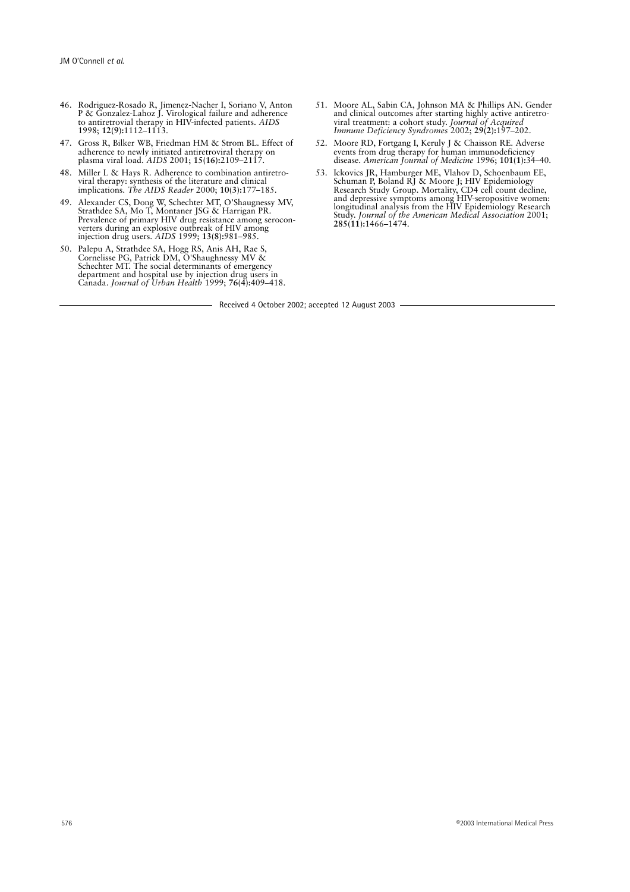46. Rodriguez-Rosado R, Jimenez-Nacher I, Soriano V, Anton P & Gonzalez-Lahoz J. Virological failure and adherence to antiretrovial therapy in HIV-infected patients. *AIDS* 1998; **12(9):**1112–1113.

47. Gross R, Bilker WB, Friedman HM & Strom BL. Effect of adherence to newly initiated antiretroviral therapy on plasma viral load. *AIDS* 2001; **15(16):**2109–2117.

48. Miller L & Hays R. Adherence to combination antiretroviral therapy: synthesis of the literature and clinical implications. *The AIDS Reader* 2000; **10(3):**177–185.

49. Alexander CS, Dong W, Schechter MT, O'Shaugnessy MV, Strathdee SA, Mo T, Montaner JSG & Harrigan PR. Prevalence of primary HIV drug resistance among seroconverters during an explosive outbreak of HIV among injection drug users. *AIDS* 1999; **13(8):**981–985.

50. Palepu A, Strathdee SA, Hogg RS, Anis AH, Rae S, Cornelisse PG, Patrick DM, O'Shaughnessy MV & Schechter MT. The social determinants of emergency department and hospital use by injection drug users in Canada. *Journal of Urban Health* 1999; **76(4):**409–418.

51. Moore AL, Sabin CA, Johnson MA & Phillips AN. Gender and clinical outcomes after starting highly active antiretroviral treatment: a cohort study. *Journal of Acquired Immune Deficiency Syndromes* 2002; **29(2):**197–202.

52. Moore RD, Fortgang I, Keruly J & Chaisson RE. Adverse events from drug therapy for human immunodeficiency disease. *American Journal of Medicine* 1996; **101(1):**34–40.

53. Ickovics JR, Hamburger ME, Vlahov D, Schoenbaum EE, Schuman P, Boland RJ & Moore J; HIV Epidemiology Research Study Group. Mortality, CD4 cell count decline, and depressive symptoms among HIV-seropositive women: longitudinal analysis from the HIV Epidemiology Research Study. *Journal of the American Medical Association* 2001; **285(11):**1466–1474.

Received 4 October 2002; accepted 12 August 2003